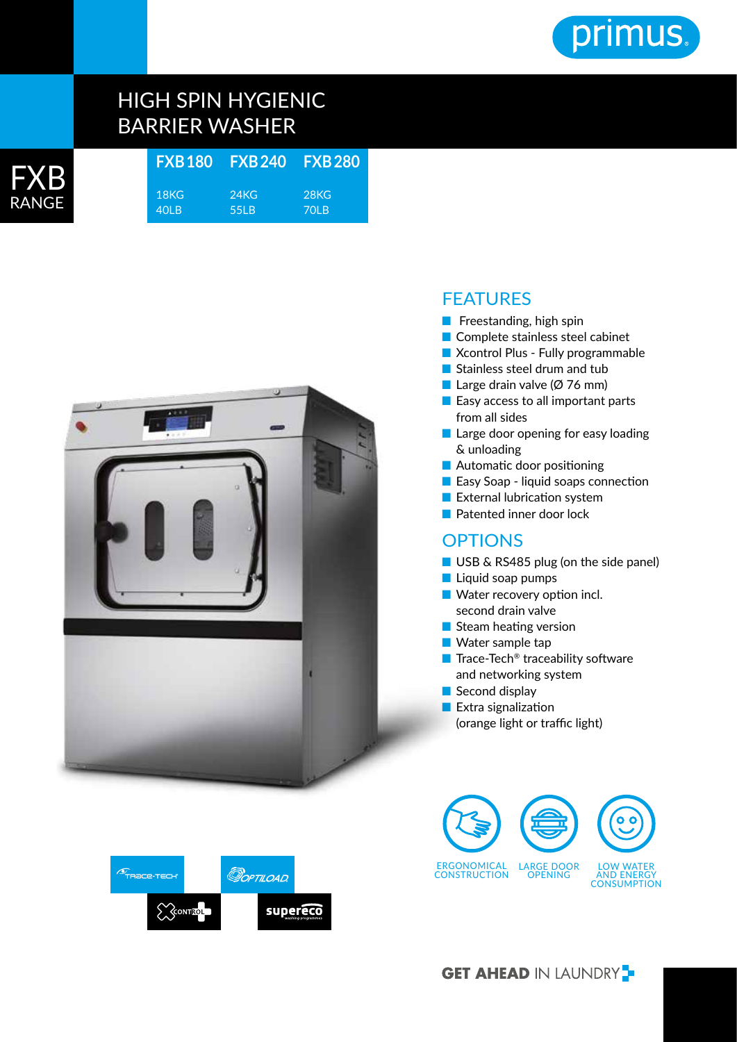primus

# HIGH SPIN HYGIENIC BARRIER WASHER

## FXB RANGE

| FXB 180 | FXB 240 | FXB 280 |
|---|---|---|
| 18KG | 24KG | 28KG |
| 40LB | 55LB | 70LB |

## FEATURES

- Freestanding, high spin
- Complete stainless steel cabinet
- Xcontrol Plus - Fully programmable
- Stainless steel drum and tub
- Large drain valve (Ø 76 mm)
- Easy access to all important parts from all sides
- Large door opening for easy loading & unloading
- Automatic door positioning
- Easy Soap - liquid soaps connection
- External lubrication system
- Patented inner door lock

## OPTIONS

- USB & RS485 plug (on the side panel)
- Liquid soap pumps
- Water recovery option incl. second drain valve
- Steam heating version
- Water sample tap
- Trace-Tech® traceability software and networking system
- Second display
- Extra signalization (orange light or traffic light)

TRACE-TECH · OPTILOAD · XCONTROL · supereco

ERGONOMICAL CONSTRUCTION · LARGE DOOR OPENING · LOW WATER AND ENERGY CONSUMPTION

**GET AHEAD** IN LAUNDRY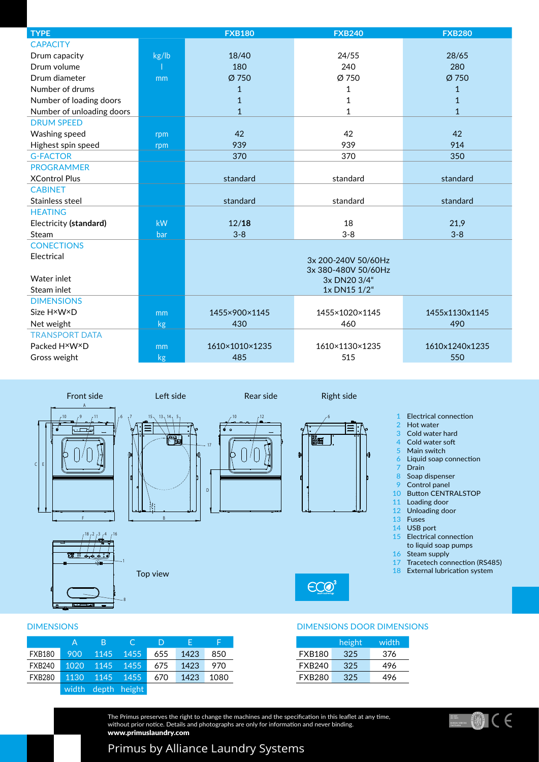| TYPE | | FXB180 | FXB240 | FXB280 |
|---|---|---|---|---|
| CAPACITY | | | | |
| Drum capacity | kg/lb | 18/40 | 24/55 | 28/65 |
| Drum volume | l | 180 | 240 | 280 |
| Drum diameter | mm | Ø 750 | Ø 750 | Ø 750 |
| Number of drums | | 1 | 1 | 1 |
| Number of loading doors | | 1 | 1 | 1 |
| Number of unloading doors | | 1 | 1 | 1 |
| DRUM SPEED | | | | |
| Washing speed | rpm | 42 | 42 | 42 |
| Highest spin speed | rpm | 939 | 939 | 914 |
| G-FACTOR | | 370 | 370 | 350 |
| PROGRAMMER | | | | |
| XControl Plus | | standard | standard | standard |
| CABINET | | | | |
| Stainless steel | | standard | standard | standard |
| HEATING | | | | |
| Electricity **(standard)** | kW | 12/**18** | 18 | 21,9 |
| Steam | bar | 3-8 | 3-8 | 3-8 |
| CONECTIONS | | | | |
| Electrical | | 3x 200-240V 50/60Hz<br>3x 380-480V 50/60Hz | | |
| Water inlet | | 3x DN20 3/4“ | | |
| Steam inlet | | 1x DN15 1/2“ | | |
| DIMENSIONS | | | | |
| Size H×W×D | mm | 1455×900×1145 | 1455×1020×1145 | 1455x1130x1145 |
| Net weight | kg | 430 | 460 | 490 |
| TRANSPORT DATA | | | | |
| Packed H×W×D | mm | 1610×1010×1235 | 1610×1130×1235 | 1610x1240x1235 |
| Gross weight | kg | 485 | 515 | 550 |

Front side

Left side

Rear side

Right side

Top view

1. Electrical connection
2. Hot water
3. Cold water hard
4. Cold water soft
5. Main switch
6. Liquid soap connection
7. Drain
8. Soap dispenser
9. Control panel
10. Button CENTRALSTOP
11. Loading door
12. Unloading door
13. Fuses
14. USB port
15. Electrical connection to liquid soap pumps
16. Steam supply
17. Tracetech connection (RS485)
18. External lubrication system

## DIMENSIONS

| | A | B | C | D | E | F |
|---|---|---|---|---|---|---|
| FXB180 | 900 | 1145 | 1455 | 655 | 1423 | 850 |
| FXB240 | 1020 | 1145 | 1455 | 675 | 1423 | 970 |
| FXB280 | 1130 | 1145 | 1455 | 670 | 1423 | 1080 |
| | width | depth | height | | | |

## DIMENSIONS DOOR DIMENSIONS

| | height | width |
|---|---|---|
| FXB180 | 325 | 376 |
| FXB240 | 325 | 496 |
| FXB280 | 325 | 496 |

The Primus preserves the right to change the machines and the specification in this leaflet at any time, without prior notice. Details and photographs are only for information and never binding.
**www.primuslaundry.com**

Primus by Alliance Laundry Systems